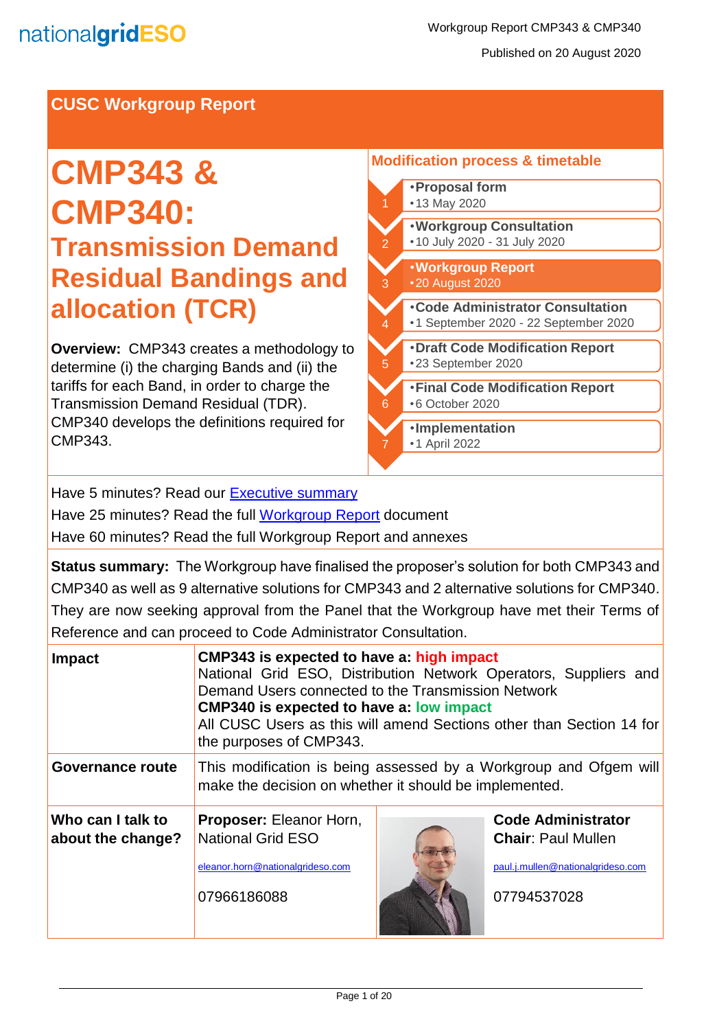**CUSC Workgroup Report**

# CMP343 & CMP340:

## Transmission Demand Residual Bandings and allocation (TCR)

**Overview:** CMP343 creates a methodology to determine (i) the charging Bands and (ii) the tariffs for each Band, in order to charge the Transmission Demand Residual (TDR). CMP340 develops the definitions required for CMP343.

### Modification process & timetable

1. **Proposal form** – 13 May 2020
2. **Workgroup Consultation** – 10 July 2020 - 31 July 2020
3. **Workgroup Report** – 20 August 2020
4. **Code Administrator Consultation** – 1 September 2020 - 22 September 2020
5. **Draft Code Modification Report** – 23 September 2020
6. **Final Code Modification Report** – 6 October 2020
7. **Implementation** – 1 April 2022

Have 5 minutes? Read our [Executive summary]

Have 25 minutes? Read the full [Workgroup Report] document

Have 60 minutes? Read the full Workgroup Report and annexes

**Status summary:** The Workgroup have finalised the proposer's solution for both CMP343 and CMP340 as well as 9 alternative solutions for CMP343 and 2 alternative solutions for CMP340. They are now seeking approval from the Panel that the Workgroup have met their Terms of Reference and can proceed to Code Administrator Consultation.

| | | |
|---|---|---|
| **Impact** | **CMP343 is expected to have a: high impact** National Grid ESO, Distribution Network Operators, Suppliers and Demand Users connected to the Transmission Network **CMP340 is expected to have a: low impact** All CUSC Users as this will amend Sections other than Section 14 for the purposes of CMP343. | |
| **Governance route** | This modification is being assessed by a Workgroup and Ofgem will make the decision on whether it should be implemented. | |
| **Who can I talk to about the change?** | **Proposer:** Eleanor Horn, National Grid ESO eleanor.horn@nationalgrideso.com 07966186088 | **Code Administrator Chair**: Paul Mullen paul.j.mullen@nationalgrideso.com 07794537028 |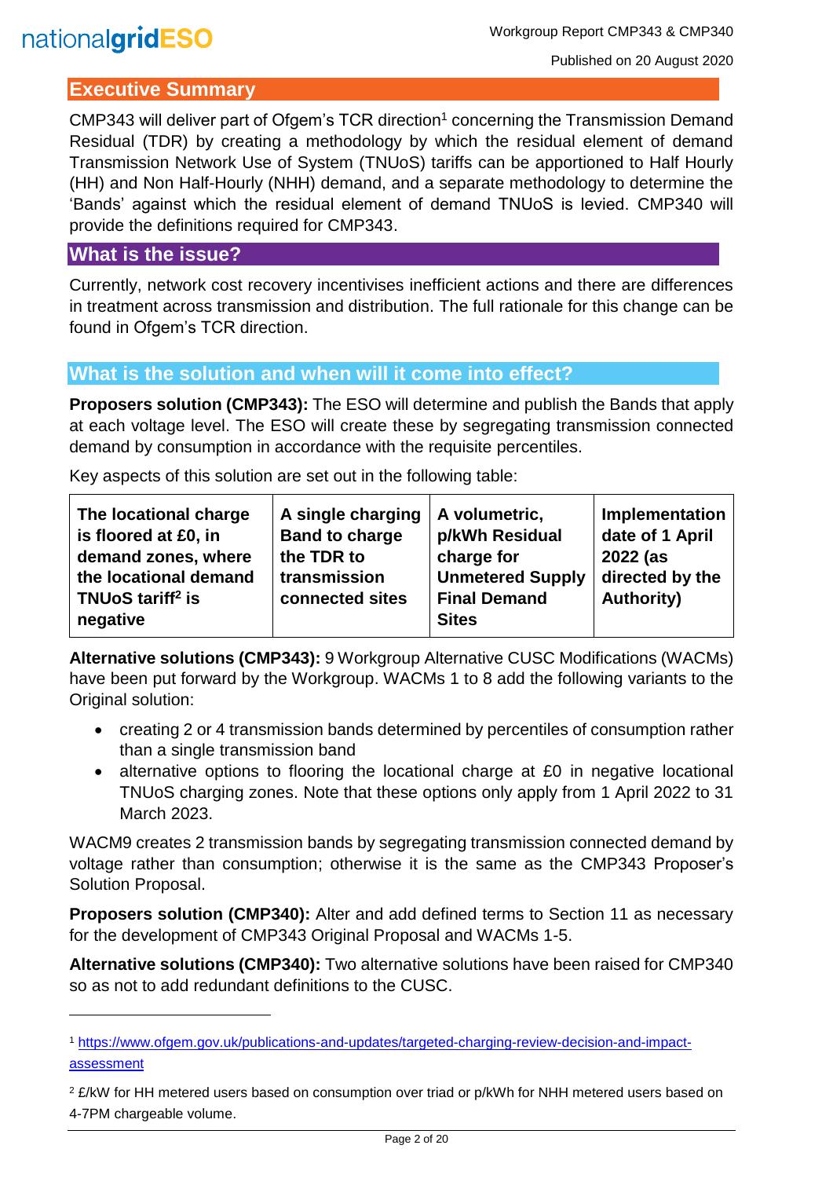## Executive Summary

CMP343 will deliver part of Ofgem's TCR direction[1] concerning the Transmission Demand Residual (TDR) by creating a methodology by which the residual element of demand Transmission Network Use of System (TNUoS) tariffs can be apportioned to Half Hourly (HH) and Non Half-Hourly (NHH) demand, and a separate methodology to determine the 'Bands' against which the residual element of demand TNUoS is levied. CMP340 will provide the definitions required for CMP343.

## What is the issue?

Currently, network cost recovery incentivises inefficient actions and there are differences in treatment across transmission and distribution. The full rationale for this change can be found in Ofgem's TCR direction.

## What is the solution and when will it come into effect?

**Proposers solution (CMP343):** The ESO will determine and publish the Bands that apply at each voltage level. The ESO will create these by segregating transmission connected demand by consumption in accordance with the requisite percentiles.

Key aspects of this solution are set out in the following table:

| The locational charge is floored at £0, in demand zones, where the locational demand TNUoS tariff[2] is negative | A single charging Band to charge the TDR to transmission connected sites | A volumetric, p/kWh Residual charge for Unmetered Supply Final Demand Sites | Implementation date of 1 April 2022 (as directed by the Authority) |
|---|---|---|---|

**Alternative solutions (CMP343):** 9 Workgroup Alternative CUSC Modifications (WACMs) have been put forward by the Workgroup. WACMs 1 to 8 add the following variants to the Original solution:

- creating 2 or 4 transmission bands determined by percentiles of consumption rather than a single transmission band
- alternative options to flooring the locational charge at £0 in negative locational TNUoS charging zones. Note that these options only apply from 1 April 2022 to 31 March 2023.

WACM9 creates 2 transmission bands by segregating transmission connected demand by voltage rather than consumption; otherwise it is the same as the CMP343 Proposer's Solution Proposal.

**Proposers solution (CMP340):** Alter and add defined terms to Section 11 as necessary for the development of CMP343 Original Proposal and WACMs 1-5.

**Alternative solutions (CMP340):** Two alternative solutions have been raised for CMP340 so as not to add redundant definitions to the CUSC.

---

[1] https://www.ofgem.gov.uk/publications-and-updates/targeted-charging-review-decision-and-impact-assessment

[2] £/kW for HH metered users based on consumption over triad or p/kWh for NHH metered users based on 4-7PM chargeable volume.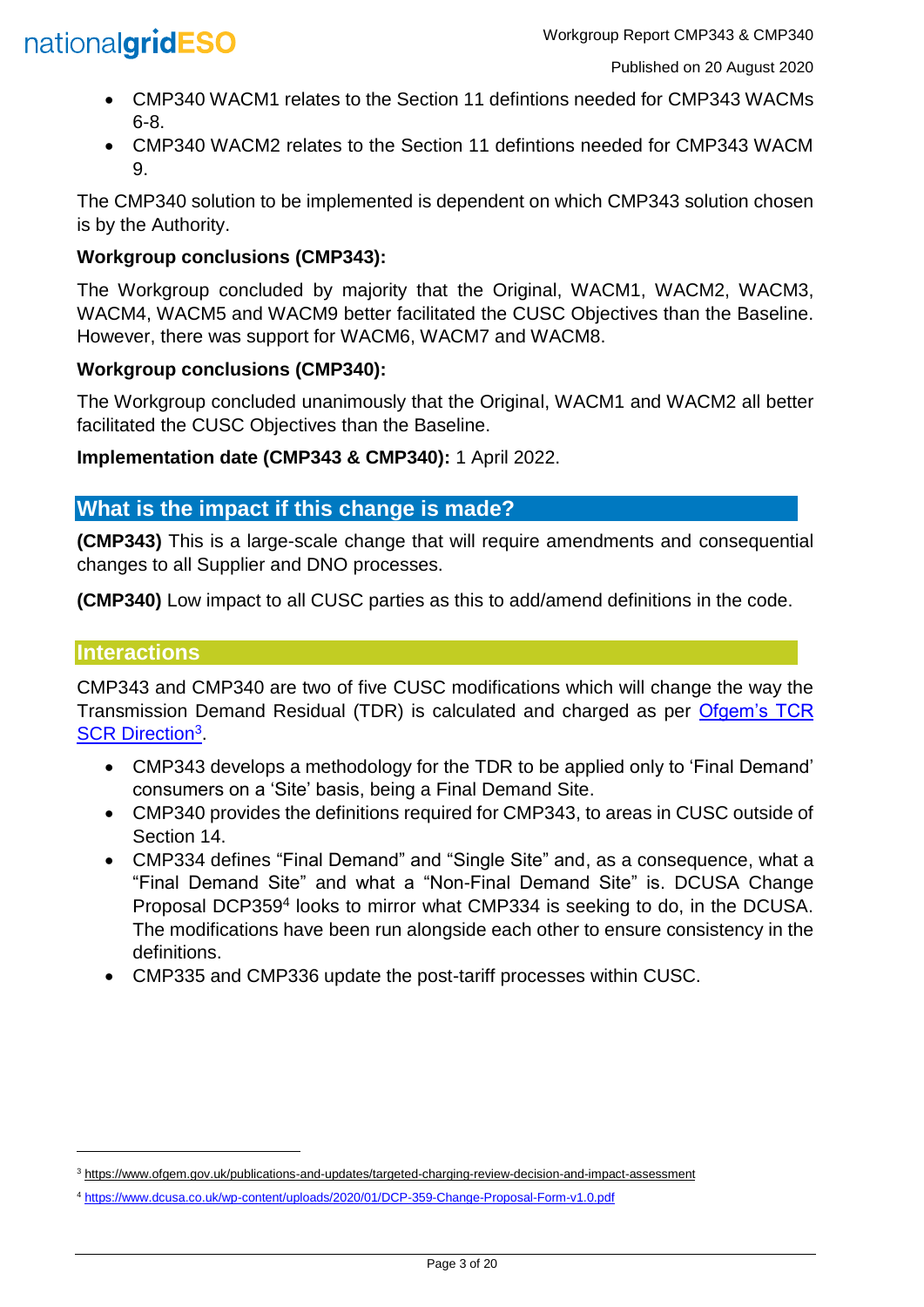- CMP340 WACM1 relates to the Section 11 defintions needed for CMP343 WACMs 6-8.
- CMP340 WACM2 relates to the Section 11 defintions needed for CMP343 WACM 9.

The CMP340 solution to be implemented is dependent on which CMP343 solution chosen is by the Authority.

**Workgroup conclusions (CMP343):**

The Workgroup concluded by majority that the Original, WACM1, WACM2, WACM3, WACM4, WACM5 and WACM9 better facilitated the CUSC Objectives than the Baseline. However, there was support for WACM6, WACM7 and WACM8.

**Workgroup conclusions (CMP340):**

The Workgroup concluded unanimously that the Original, WACM1 and WACM2 all better facilitated the CUSC Objectives than the Baseline.

**Implementation date (CMP343 & CMP340):** 1 April 2022.

## What is the impact if this change is made?

**(CMP343)** This is a large-scale change that will require amendments and consequential changes to all Supplier and DNO processes.

**(CMP340)** Low impact to all CUSC parties as this to add/amend definitions in the code.

## Interactions

CMP343 and CMP340 are two of five CUSC modifications which will change the way the Transmission Demand Residual (TDR) is calculated and charged as per Ofgem's TCR SCR Direction[3].

- CMP343 develops a methodology for the TDR to be applied only to 'Final Demand' consumers on a 'Site' basis, being a Final Demand Site.
- CMP340 provides the definitions required for CMP343, to areas in CUSC outside of Section 14.
- CMP334 defines "Final Demand" and "Single Site" and, as a consequence, what a "Final Demand Site" and what a "Non-Final Demand Site" is. DCUSA Change Proposal DCP359[4] looks to mirror what CMP334 is seeking to do, in the DCUSA. The modifications have been run alongside each other to ensure consistency in the definitions.
- CMP335 and CMP336 update the post-tariff processes within CUSC.

---

[3] https://www.ofgem.gov.uk/publications-and-updates/targeted-charging-review-decision-and-impact-assessment

[4] https://www.dcusa.co.uk/wp-content/uploads/2020/01/DCP-359-Change-Proposal-Form-v1.0.pdf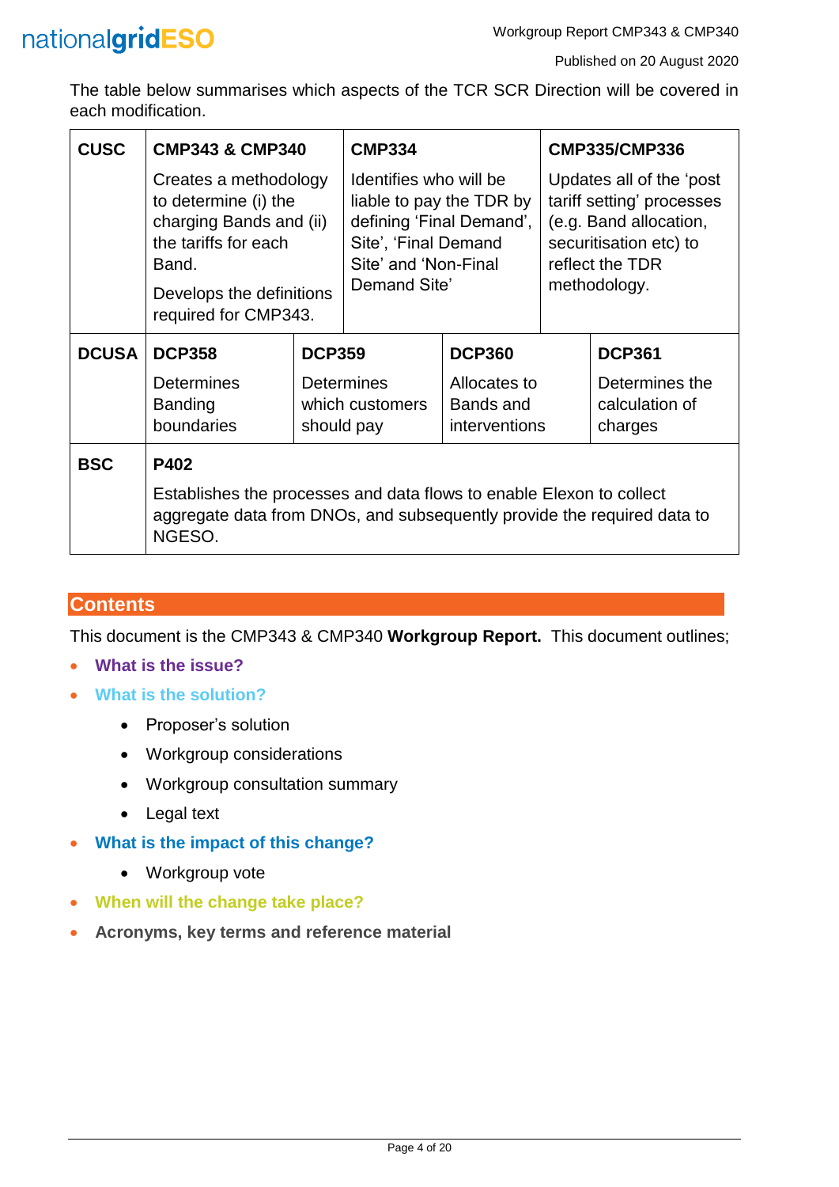The table below summarises which aspects of the TCR SCR Direction will be covered in each modification.

| | | | | |
|---|---|---|---|---|
| **CUSC** | **CMP343 & CMP340**<br>Creates a methodology to determine (i) the charging Bands and (ii) the tariffs for each Band.<br>Develops the definitions required for CMP343. | **CMP334**<br>Identifies who will be liable to pay the TDR by defining 'Final Demand', Site', 'Final Demand Site' and 'Non-Final Demand Site' | **CMP335/CMP336**<br>Updates all of the 'post tariff setting' processes (e.g. Band allocation, securitisation etc) to reflect the TDR methodology. | |
| **DCUSA** | **DCP358**<br>Determines Banding boundaries | **DCP359**<br>Determines which customers should pay | **DCP360**<br>Allocates to Bands and interventions | **DCP361**<br>Determines the calculation of charges |
| **BSC** | **P402**<br>Establishes the processes and data flows to enable Elexon to collect aggregate data from DNOs, and subsequently provide the required data to NGESO. | | | |

## Contents

This document is the CMP343 & CMP340 **Workgroup Report.** This document outlines;

- **What is the issue?**
- **What is the solution?**
  - Proposer's solution
  - Workgroup considerations
  - Workgroup consultation summary
  - Legal text
- **What is the impact of this change?**
  - Workgroup vote
- **When will the change take place?**
- **Acronyms, key terms and reference material**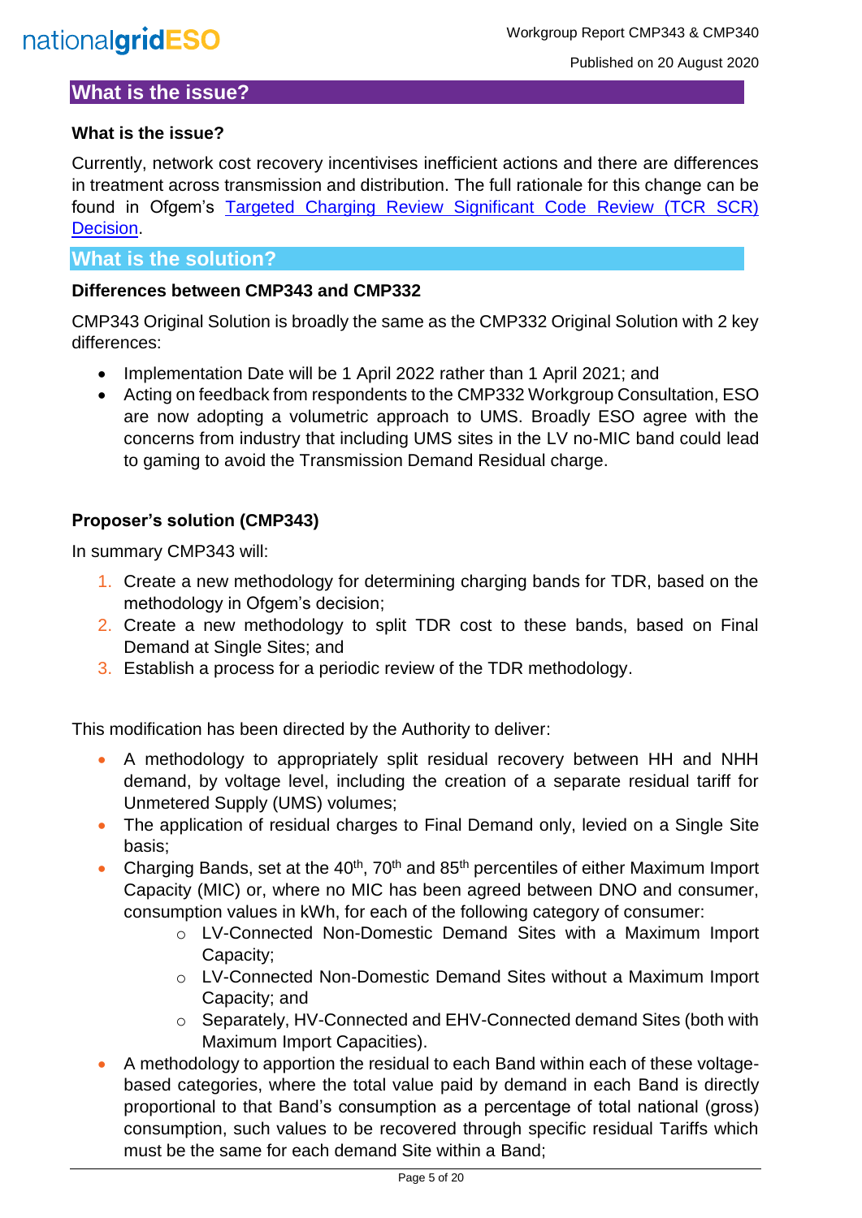## What is the issue?

### What is the issue?

Currently, network cost recovery incentivises inefficient actions and there are differences in treatment across transmission and distribution. The full rationale for this change can be found in Ofgem's Targeted Charging Review Significant Code Review (TCR SCR) Decision.

## What is the solution?

### Differences between CMP343 and CMP332

CMP343 Original Solution is broadly the same as the CMP332 Original Solution with 2 key differences:

- Implementation Date will be 1 April 2022 rather than 1 April 2021; and
- Acting on feedback from respondents to the CMP332 Workgroup Consultation, ESO are now adopting a volumetric approach to UMS. Broadly ESO agree with the concerns from industry that including UMS sites in the LV no-MIC band could lead to gaming to avoid the Transmission Demand Residual charge.

### Proposer's solution (CMP343)

In summary CMP343 will:

1. Create a new methodology for determining charging bands for TDR, based on the methodology in Ofgem's decision;
2. Create a new methodology to split TDR cost to these bands, based on Final Demand at Single Sites; and
3. Establish a process for a periodic review of the TDR methodology.

This modification has been directed by the Authority to deliver:

- A methodology to appropriately split residual recovery between HH and NHH demand, by voltage level, including the creation of a separate residual tariff for Unmetered Supply (UMS) volumes;
- The application of residual charges to Final Demand only, levied on a Single Site basis;
- Charging Bands, set at the 40th, 70th and 85th percentiles of either Maximum Import Capacity (MIC) or, where no MIC has been agreed between DNO and consumer, consumption values in kWh, for each of the following category of consumer:
  - LV-Connected Non-Domestic Demand Sites with a Maximum Import Capacity;
  - LV-Connected Non-Domestic Demand Sites without a Maximum Import Capacity; and
  - Separately, HV-Connected and EHV-Connected demand Sites (both with Maximum Import Capacities).
- A methodology to apportion the residual to each Band within each of these voltage-based categories, where the total value paid by demand in each Band is directly proportional to that Band's consumption as a percentage of total national (gross) consumption, such values to be recovered through specific residual Tariffs which must be the same for each demand Site within a Band;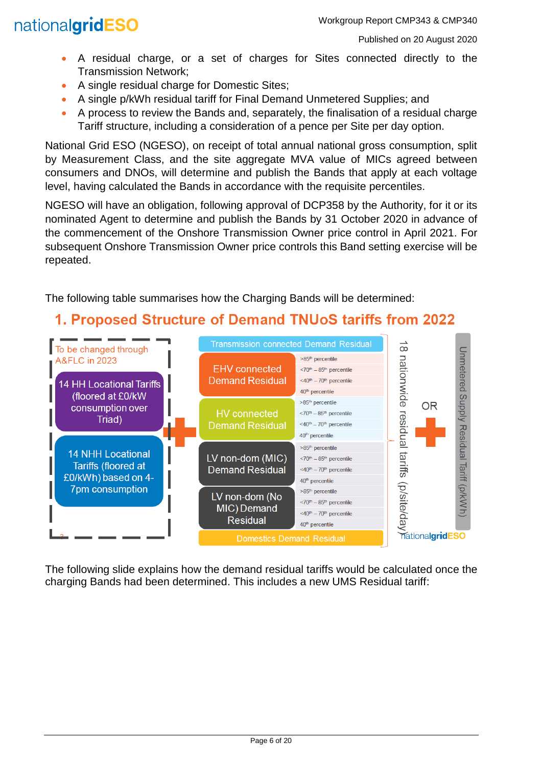- A residual charge, or a set of charges for Sites connected directly to the Transmission Network;
- A single residual charge for Domestic Sites;
- A single p/kWh residual tariff for Final Demand Unmetered Supplies; and
- A process to review the Bands and, separately, the finalisation of a residual charge Tariff structure, including a consideration of a pence per Site per day option.

National Grid ESO (NGESO), on receipt of total annual national gross consumption, split by Measurement Class, and the site aggregate MVA value of MICs agreed between consumers and DNOs, will determine and publish the Bands that apply at each voltage level, having calculated the Bands in accordance with the requisite percentiles.

NGESO will have an obligation, following approval of DCP358 by the Authority, for it or its nominated Agent to determine and publish the Bands by 31 October 2020 in advance of the commencement of the Onshore Transmission Owner price control in April 2021. For subsequent Onshore Transmission Owner price controls this Band setting exercise will be repeated.

The following table summarises how the Charging Bands will be determined:

## 1. Proposed Structure of Demand TNUoS tariffs from 2022

To be changed through A&FLC in 2023:
- 14 HH Locational Tariffs (floored at £0/kW consumption over Triad)
- 14 NHH Locational Tariffs (floored at £0/kWh) based on 4-7pm consumption

+

18 nationwide residual tariffs (p/site/day):

| Residual | Bands |
|---|---|
| Transmission connected Demand Residual | |
| EHV connected Demand Residual | >85th percentile; <70th – 85th percentile; <40th – 70th percentile; 40th percentile |
| HV connected Demand Residual | >85th percentile; <70th – 85th percentile; <40th – 70th percentile; 40th percentile |
| LV non-dom (MIC) Demand Residual | >85th percentile; <70th – 85th percentile; <40th – 70th percentile; 40th percentile |
| LV non-dom (No MIC) Demand Residual | >85th percentile; <70th – 85th percentile; <40th – 70th percentile; 40th percentile |
| Domestics Demand Residual | |

OR

+ Unmetered Supply Residual Tariff (p/kWh)

The following slide explains how the demand residual tariffs would be calculated once the charging Bands had been determined. This includes a new UMS Residual tariff: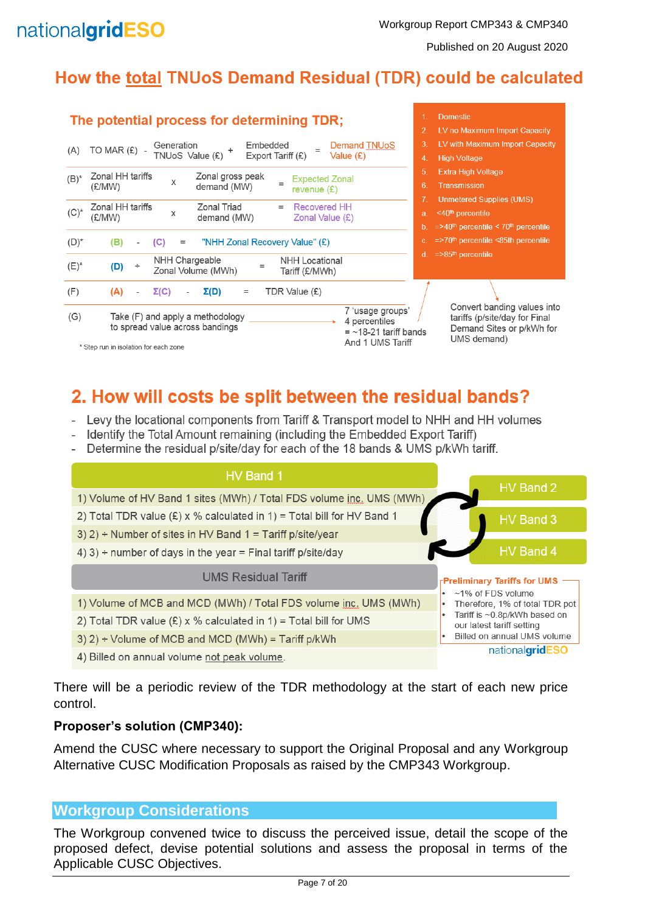## How the total TNUoS Demand Residual (TDR) could be calculated

### The potential process for determining TDR;

| | | | | | | |
|---|---|---|---|---|---|---|
| (A) | TO MAR (£) - Generation TNUoS Value (£) | + | Embedded Export Tariff (£) | = | Demand TNUoS Value (£) | |
| (B)* | Zonal HH tariffs (£/MW) | x | Zonal gross peak demand (MW) | = | Expected Zonal revenue (£) | |
| (C)* | Zonal HH tariffs (£/MW) | x | Zonal Triad demand (MW) | = | Recovered HH Zonal Value (£) | |
| (D)* | (B) | - | (C) | = | "NHH Zonal Recovery Value" (£) | |
| (E)* | (D) | ÷ | NHH Chargeable Zonal Volume (MWh) | = | NHH Locational Tariff (£/MWh) | |
| (F) | (A) | - | Σ(C) - Σ(D) | = | TDR Value (£) | |
| (G) | Take (F) and apply a methodology to spread value across bandings | → | 7 'usage groups' 4 percentiles = ~18-21 tariff bands And 1 UMS Tariff | | | |

\* Step run in isolation for each zone

1. Domestic
2. LV no Maximum Import Capacity
3. LV with Maximum Import Capacity
4. High Voltage
5. Extra High Voltage
6. Transmission
7. Unmetered Supplies (UMS)

a. <40th percentile
b. =>40th percentile < 70th percentile
c. =>70th percentile <85th percentile
d. =>85th percentile

Convert banding values into tariffs (p/site/day for Final Demand Sites or p/kWh for UMS demand)

## 2. How will costs be split between the residual bands?

- Levy the locational components from Tariff & Transport model to NHH and HH volumes
- Identify the Total Amount remaining (including the Embedded Export Tariff)
- Determine the residual p/site/day for each of the 18 bands & UMS p/kWh tariff.

**HV Band 1**

1) Volume of HV Band 1 sites (MWh) / Total FDS volume inc. UMS (MWh)
2) Total TDR value (£) x % calculated in 1) = Total bill for HV Band 1
3) 2) ÷ Number of sites in HV Band 1 = Tariff p/site/year
4) 3) ÷ number of days in the year = Final tariff p/site/day

HV Band 2, HV Band 3, HV Band 4

**UMS Residual Tariff**

1) Volume of MCB and MCD (MWh) / Total FDS volume inc. UMS (MWh)
2) Total TDR value (£) x % calculated in 1) = Total bill for UMS
3) 2) ÷ Volume of MCB and MCD (MWh) = Tariff p/kWh
4) Billed on annual volume not peak volume.

**Preliminary Tariffs for UMS**

- ~1% of FDS volume
- Therefore, 1% of total TDR pot
- Tariff is ~0.8p/kWh based on our latest tariff setting
- Billed on annual UMS volume

There will be a periodic review of the TDR methodology at the start of each new price control.

**Proposer's solution (CMP340):**

Amend the CUSC where necessary to support the Original Proposal and any Workgroup Alternative CUSC Modification Proposals as raised by the CMP343 Workgroup.

## Workgroup Considerations

The Workgroup convened twice to discuss the perceived issue, detail the scope of the proposed defect, devise potential solutions and assess the proposal in terms of the Applicable CUSC Objectives.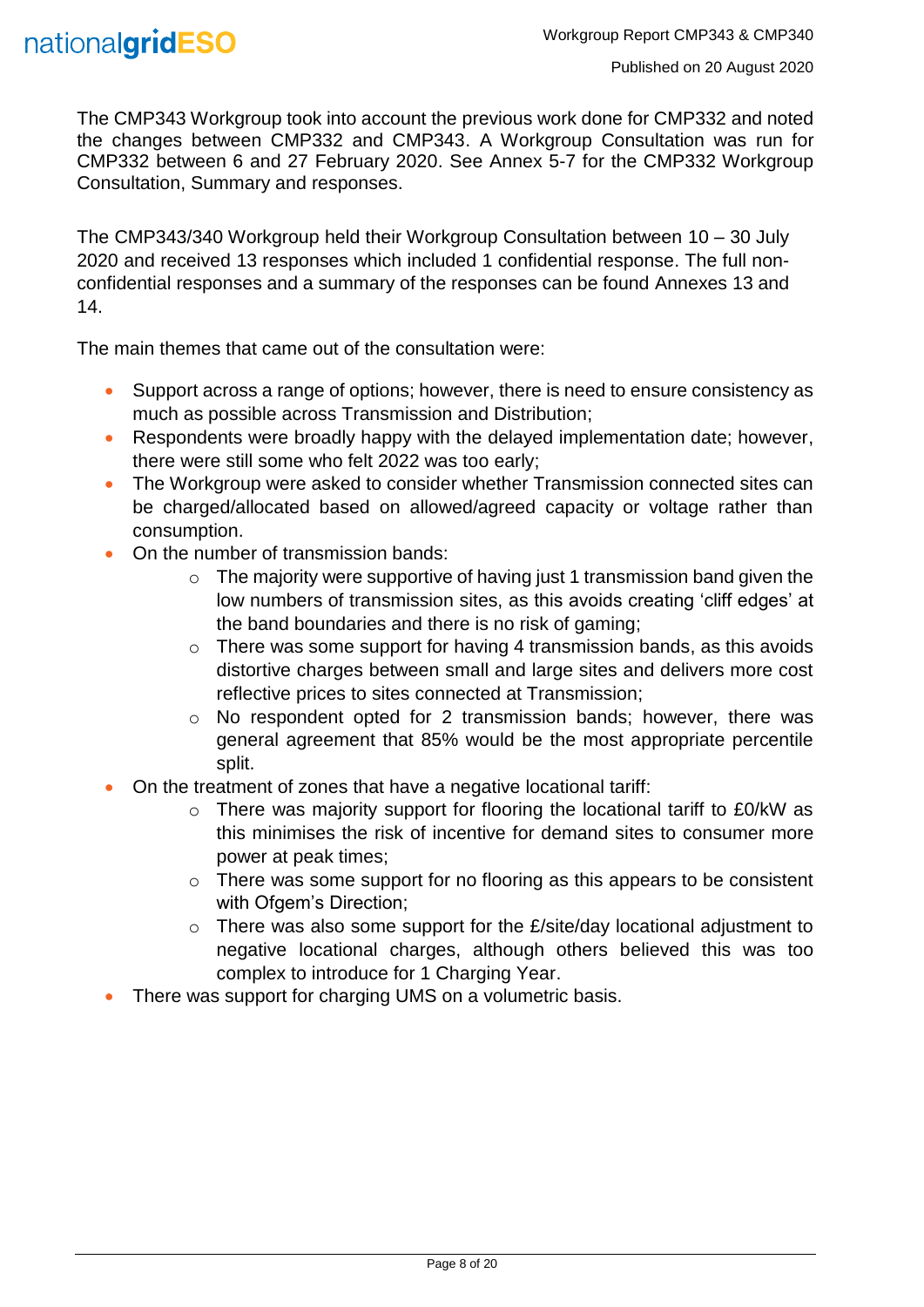The CMP343 Workgroup took into account the previous work done for CMP332 and noted the changes between CMP332 and CMP343. A Workgroup Consultation was run for CMP332 between 6 and 27 February 2020. See Annex 5-7 for the CMP332 Workgroup Consultation, Summary and responses.

The CMP343/340 Workgroup held their Workgroup Consultation between 10 – 30 July 2020 and received 13 responses which included 1 confidential response. The full non-confidential responses and a summary of the responses can be found Annexes 13 and 14.

The main themes that came out of the consultation were:

- Support across a range of options; however, there is need to ensure consistency as much as possible across Transmission and Distribution;
- Respondents were broadly happy with the delayed implementation date; however, there were still some who felt 2022 was too early;
- The Workgroup were asked to consider whether Transmission connected sites can be charged/allocated based on allowed/agreed capacity or voltage rather than consumption.
- On the number of transmission bands:
    - The majority were supportive of having just 1 transmission band given the low numbers of transmission sites, as this avoids creating 'cliff edges' at the band boundaries and there is no risk of gaming;
    - There was some support for having 4 transmission bands, as this avoids distortive charges between small and large sites and delivers more cost reflective prices to sites connected at Transmission;
    - No respondent opted for 2 transmission bands; however, there was general agreement that 85% would be the most appropriate percentile split.
- On the treatment of zones that have a negative locational tariff:
    - There was majority support for flooring the locational tariff to £0/kW as this minimises the risk of incentive for demand sites to consumer more power at peak times;
    - There was some support for no flooring as this appears to be consistent with Ofgem's Direction;
    - There was also some support for the £/site/day locational adjustment to negative locational charges, although others believed this was too complex to introduce for 1 Charging Year.
- There was support for charging UMS on a volumetric basis.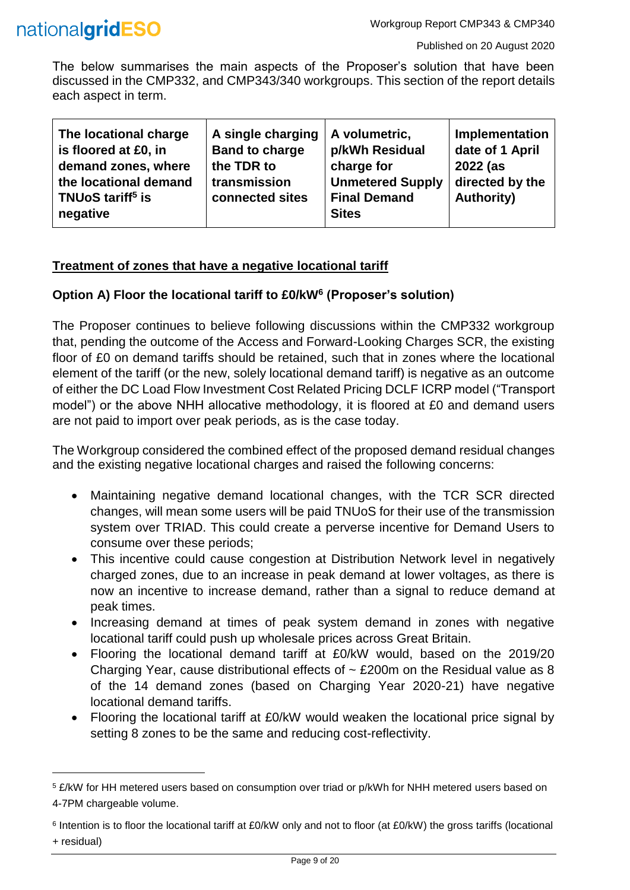The below summarises the main aspects of the Proposer's solution that have been discussed in the CMP332, and CMP343/340 workgroups. This section of the report details each aspect in term.

| The locational charge is floored at £0, in demand zones, where the locational demand TNUoS tariff[5] is negative | A single charging Band to charge the TDR to transmission connected sites | A volumetric, p/kWh Residual charge for Unmetered Supply Final Demand Sites | Implementation date of 1 April 2022 (as directed by the Authority) |
|---|---|---|---|

**Treatment of zones that have a negative locational tariff**

**Option A) Floor the locational tariff to £0/kW[6] (Proposer's solution)**

The Proposer continues to believe following discussions within the CMP332 workgroup that, pending the outcome of the Access and Forward-Looking Charges SCR, the existing floor of £0 on demand tariffs should be retained, such that in zones where the locational element of the tariff (or the new, solely locational demand tariff) is negative as an outcome of either the DC Load Flow Investment Cost Related Pricing DCLF ICRP model ("Transport model") or the above NHH allocative methodology, it is floored at £0 and demand users are not paid to import over peak periods, as is the case today.

The Workgroup considered the combined effect of the proposed demand residual changes and the existing negative locational charges and raised the following concerns:

- Maintaining negative demand locational changes, with the TCR SCR directed changes, will mean some users will be paid TNUoS for their use of the transmission system over TRIAD. This could create a perverse incentive for Demand Users to consume over these periods;
- This incentive could cause congestion at Distribution Network level in negatively charged zones, due to an increase in peak demand at lower voltages, as there is now an incentive to increase demand, rather than a signal to reduce demand at peak times.
- Increasing demand at times of peak system demand in zones with negative locational tariff could push up wholesale prices across Great Britain.
- Flooring the locational demand tariff at £0/kW would, based on the 2019/20 Charging Year, cause distributional effects of ~ £200m on the Residual value as 8 of the 14 demand zones (based on Charging Year 2020-21) have negative locational demand tariffs.
- Flooring the locational tariff at £0/kW would weaken the locational price signal by setting 8 zones to be the same and reducing cost-reflectivity.

[5] £/kW for HH metered users based on consumption over triad or p/kWh for NHH metered users based on 4-7PM chargeable volume.

[6] Intention is to floor the locational tariff at £0/kW only and not to floor (at £0/kW) the gross tariffs (locational + residual)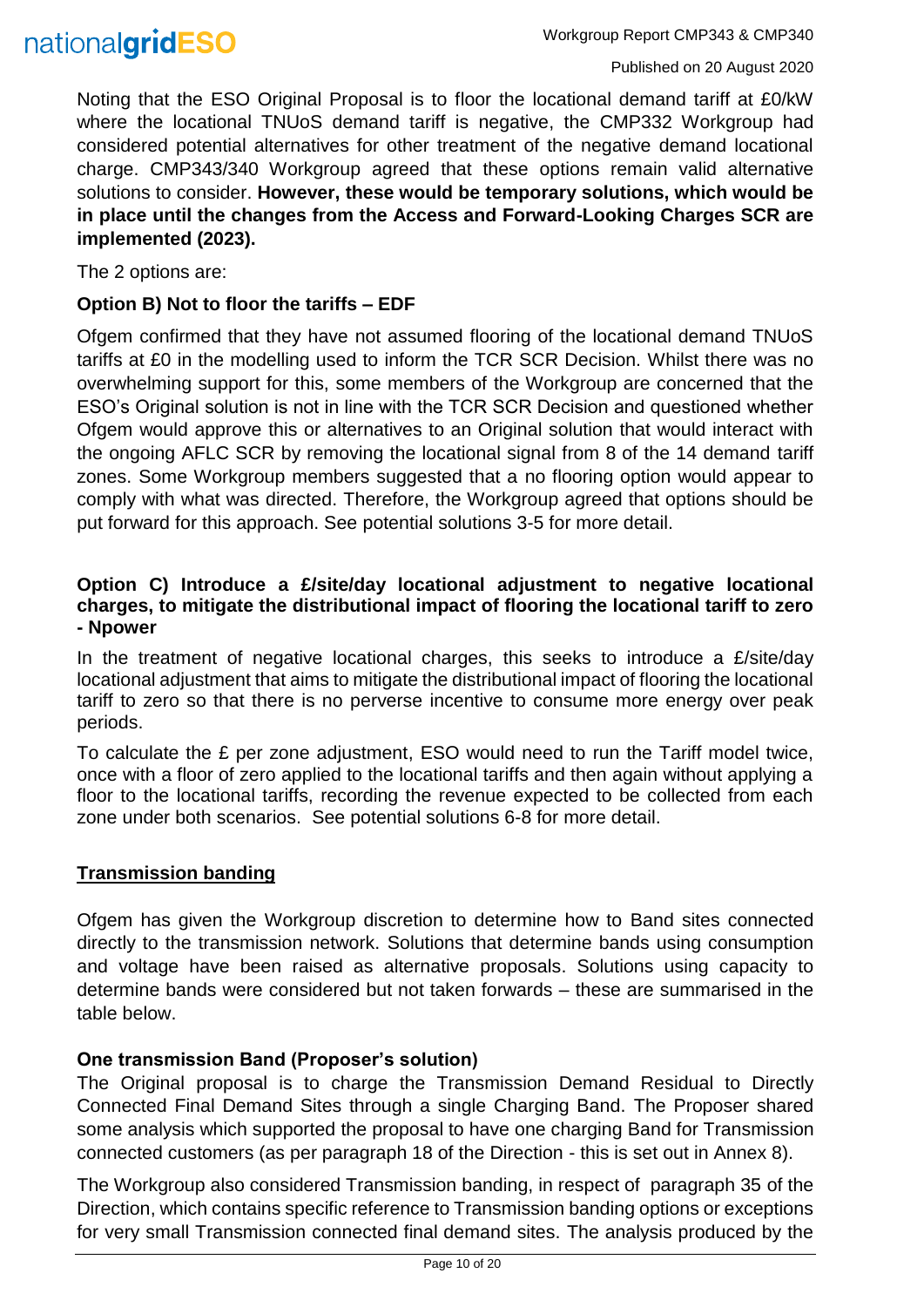Noting that the ESO Original Proposal is to floor the locational demand tariff at £0/kW where the locational TNUoS demand tariff is negative, the CMP332 Workgroup had considered potential alternatives for other treatment of the negative demand locational charge. CMP343/340 Workgroup agreed that these options remain valid alternative solutions to consider. **However, these would be temporary solutions, which would be in place until the changes from the Access and Forward-Looking Charges SCR are implemented (2023).**

The 2 options are:

### Option B) Not to floor the tariffs – EDF

Ofgem confirmed that they have not assumed flooring of the locational demand TNUoS tariffs at £0 in the modelling used to inform the TCR SCR Decision. Whilst there was no overwhelming support for this, some members of the Workgroup are concerned that the ESO's Original solution is not in line with the TCR SCR Decision and questioned whether Ofgem would approve this or alternatives to an Original solution that would interact with the ongoing AFLC SCR by removing the locational signal from 8 of the 14 demand tariff zones. Some Workgroup members suggested that a no flooring option would appear to comply with what was directed. Therefore, the Workgroup agreed that options should be put forward for this approach. See potential solutions 3-5 for more detail.

### Option C) Introduce a £/site/day locational adjustment to negative locational charges, to mitigate the distributional impact of flooring the locational tariff to zero - Npower

In the treatment of negative locational charges, this seeks to introduce a £/site/day locational adjustment that aims to mitigate the distributional impact of flooring the locational tariff to zero so that there is no perverse incentive to consume more energy over peak periods.

To calculate the £ per zone adjustment, ESO would need to run the Tariff model twice, once with a floor of zero applied to the locational tariffs and then again without applying a floor to the locational tariffs, recording the revenue expected to be collected from each zone under both scenarios. See potential solutions 6-8 for more detail.

## Transmission banding

Ofgem has given the Workgroup discretion to determine how to Band sites connected directly to the transmission network. Solutions that determine bands using consumption and voltage have been raised as alternative proposals. Solutions using capacity to determine bands were considered but not taken forwards – these are summarised in the table below.

### One transmission Band (Proposer's solution)

The Original proposal is to charge the Transmission Demand Residual to Directly Connected Final Demand Sites through a single Charging Band. The Proposer shared some analysis which supported the proposal to have one charging Band for Transmission connected customers (as per paragraph 18 of the Direction - this is set out in Annex 8).

The Workgroup also considered Transmission banding, in respect of paragraph 35 of the Direction, which contains specific reference to Transmission banding options or exceptions for very small Transmission connected final demand sites. The analysis produced by the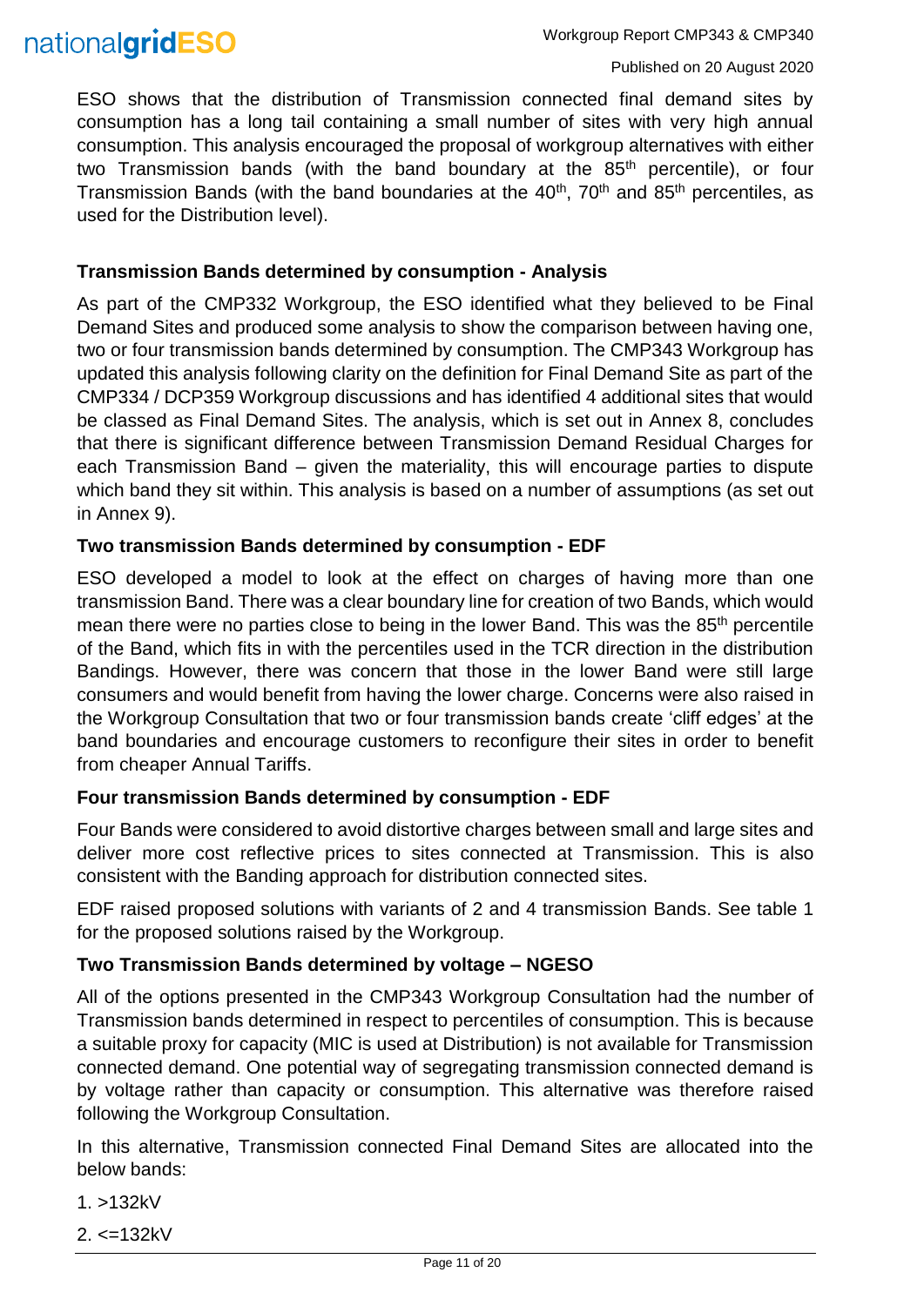ESO shows that the distribution of Transmission connected final demand sites by consumption has a long tail containing a small number of sites with very high annual consumption. This analysis encouraged the proposal of workgroup alternatives with either two Transmission bands (with the band boundary at the 85th percentile), or four Transmission Bands (with the band boundaries at the 40th, 70th and 85th percentiles, as used for the Distribution level).

### Transmission Bands determined by consumption - Analysis

As part of the CMP332 Workgroup, the ESO identified what they believed to be Final Demand Sites and produced some analysis to show the comparison between having one, two or four transmission bands determined by consumption. The CMP343 Workgroup has updated this analysis following clarity on the definition for Final Demand Site as part of the CMP334 / DCP359 Workgroup discussions and has identified 4 additional sites that would be classed as Final Demand Sites. The analysis, which is set out in Annex 8, concludes that there is significant difference between Transmission Demand Residual Charges for each Transmission Band – given the materiality, this will encourage parties to dispute which band they sit within. This analysis is based on a number of assumptions (as set out in Annex 9).

### Two transmission Bands determined by consumption - EDF

ESO developed a model to look at the effect on charges of having more than one transmission Band. There was a clear boundary line for creation of two Bands, which would mean there were no parties close to being in the lower Band. This was the 85th percentile of the Band, which fits in with the percentiles used in the TCR direction in the distribution Bandings. However, there was concern that those in the lower Band were still large consumers and would benefit from having the lower charge. Concerns were also raised in the Workgroup Consultation that two or four transmission bands create 'cliff edges' at the band boundaries and encourage customers to reconfigure their sites in order to benefit from cheaper Annual Tariffs.

### Four transmission Bands determined by consumption - EDF

Four Bands were considered to avoid distortive charges between small and large sites and deliver more cost reflective prices to sites connected at Transmission. This is also consistent with the Banding approach for distribution connected sites.

EDF raised proposed solutions with variants of 2 and 4 transmission Bands. See table 1 for the proposed solutions raised by the Workgroup.

### Two Transmission Bands determined by voltage – NGESO

All of the options presented in the CMP343 Workgroup Consultation had the number of Transmission bands determined in respect to percentiles of consumption. This is because a suitable proxy for capacity (MIC is used at Distribution) is not available for Transmission connected demand. One potential way of segregating transmission connected demand is by voltage rather than capacity or consumption. This alternative was therefore raised following the Workgroup Consultation.

In this alternative, Transmission connected Final Demand Sites are allocated into the below bands:

1. >132kV
2. <=132kV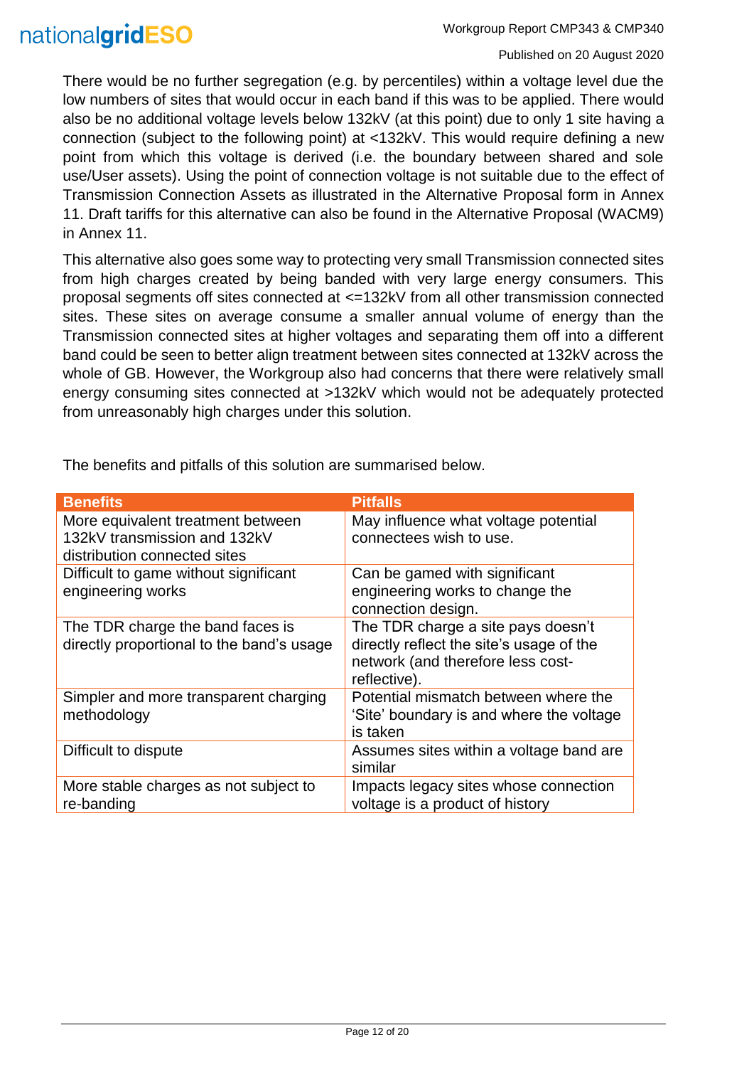There would be no further segregation (e.g. by percentiles) within a voltage level due the low numbers of sites that would occur in each band if this was to be applied. There would also be no additional voltage levels below 132kV (at this point) due to only 1 site having a connection (subject to the following point) at <132kV. This would require defining a new point from which this voltage is derived (i.e. the boundary between shared and sole use/User assets). Using the point of connection voltage is not suitable due to the effect of Transmission Connection Assets as illustrated in the Alternative Proposal form in Annex 11. Draft tariffs for this alternative can also be found in the Alternative Proposal (WACM9) in Annex 11.

This alternative also goes some way to protecting very small Transmission connected sites from high charges created by being banded with very large energy consumers. This proposal segments off sites connected at <=132kV from all other transmission connected sites. These sites on average consume a smaller annual volume of energy than the Transmission connected sites at higher voltages and separating them off into a different band could be seen to better align treatment between sites connected at 132kV across the whole of GB. However, the Workgroup also had concerns that there were relatively small energy consuming sites connected at >132kV which would not be adequately protected from unreasonably high charges under this solution.

The benefits and pitfalls of this solution are summarised below.

| Benefits | Pitfalls |
| --- | --- |
| More equivalent treatment between 132kV transmission and 132kV distribution connected sites | May influence what voltage potential connectees wish to use. |
| Difficult to game without significant engineering works | Can be gamed with significant engineering works to change the connection design. |
| The TDR charge the band faces is directly proportional to the band's usage | The TDR charge a site pays doesn't directly reflect the site's usage of the network (and therefore less cost-reflective). |
| Simpler and more transparent charging methodology | Potential mismatch between where the 'Site' boundary is and where the voltage is taken |
| Difficult to dispute | Assumes sites within a voltage band are similar |
| More stable charges as not subject to re-banding | Impacts legacy sites whose connection voltage is a product of history |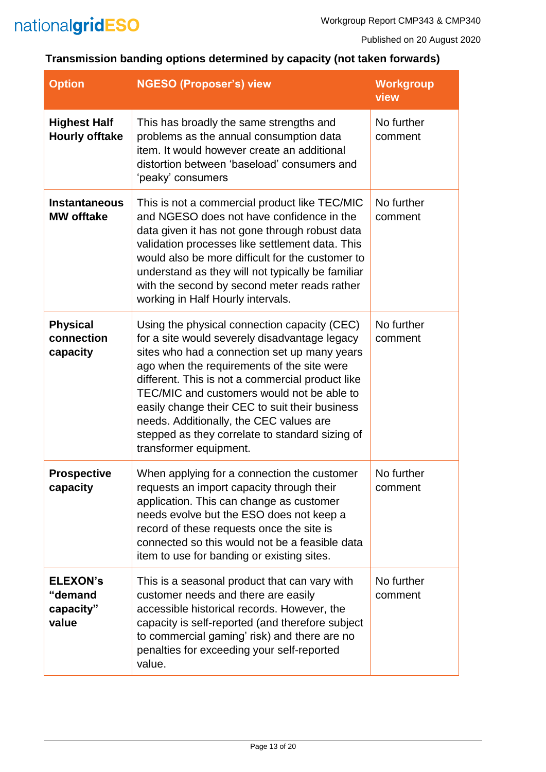**Transmission banding options determined by capacity (not taken forwards)**

| Option | NGESO (Proposer's) view | Workgroup view |
|---|---|---|
| **Highest Half Hourly offtake** | This has broadly the same strengths and problems as the annual consumption data item. It would however create an additional distortion between 'baseload' consumers and 'peaky' consumers | No further comment |
| **Instantaneous MW offtake** | This is not a commercial product like TEC/MIC and NGESO does not have confidence in the data given it has not gone through robust data validation processes like settlement data. This would also be more difficult for the customer to understand as they will not typically be familiar with the second by second meter reads rather working in Half Hourly intervals. | No further comment |
| **Physical connection capacity** | Using the physical connection capacity (CEC) for a site would severely disadvantage legacy sites who had a connection set up many years ago when the requirements of the site were different. This is not a commercial product like TEC/MIC and customers would not be able to easily change their CEC to suit their business needs. Additionally, the CEC values are stepped as they correlate to standard sizing of transformer equipment. | No further comment |
| **Prospective capacity** | When applying for a connection the customer requests an import capacity through their application. This can change as customer needs evolve but the ESO does not keep a record of these requests once the site is connected so this would not be a feasible data item to use for banding or existing sites. | No further comment |
| **ELEXON's "demand capacity" value** | This is a seasonal product that can vary with customer needs and there are easily accessible historical records. However, the capacity is self-reported (and therefore subject to commercial gaming' risk) and there are no penalties for exceeding your self-reported value. | No further comment |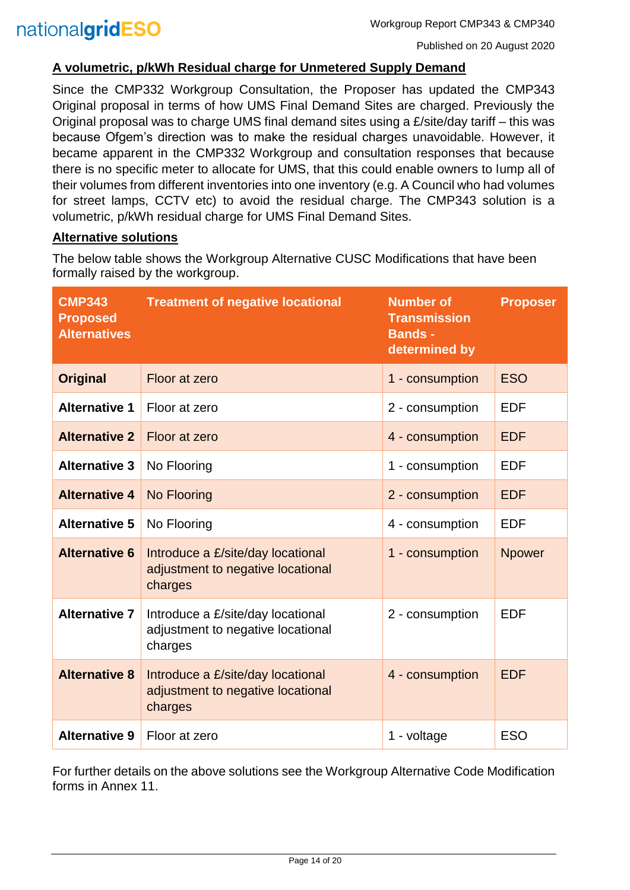**A volumetric, p/kWh Residual charge for Unmetered Supply Demand**

Since the CMP332 Workgroup Consultation, the Proposer has updated the CMP343 Original proposal in terms of how UMS Final Demand Sites are charged. Previously the Original proposal was to charge UMS final demand sites using a £/site/day tariff – this was because Ofgem's direction was to make the residual charges unavoidable. However, it became apparent in the CMP332 Workgroup and consultation responses that because there is no specific meter to allocate for UMS, that this could enable owners to lump all of their volumes from different inventories into one inventory (e.g. A Council who had volumes for street lamps, CCTV etc) to avoid the residual charge. The CMP343 solution is a volumetric, p/kWh residual charge for UMS Final Demand Sites.

**Alternative solutions**

The below table shows the Workgroup Alternative CUSC Modifications that have been formally raised by the workgroup.

| CMP343 Proposed Alternatives | Treatment of negative locational | Number of Transmission Bands - determined by | Proposer |
|---|---|---|---|
| **Original** | Floor at zero | 1 - consumption | ESO |
| **Alternative 1** | Floor at zero | 2 - consumption | EDF |
| **Alternative 2** | Floor at zero | 4 - consumption | EDF |
| **Alternative 3** | No Flooring | 1 - consumption | EDF |
| **Alternative 4** | No Flooring | 2 - consumption | EDF |
| **Alternative 5** | No Flooring | 4 - consumption | EDF |
| **Alternative 6** | Introduce a £/site/day locational adjustment to negative locational charges | 1 - consumption | Npower |
| **Alternative 7** | Introduce a £/site/day locational adjustment to negative locational charges | 2 - consumption | EDF |
| **Alternative 8** | Introduce a £/site/day locational adjustment to negative locational charges | 4 - consumption | EDF |
| **Alternative 9** | Floor at zero | 1 - voltage | ESO |

For further details on the above solutions see the Workgroup Alternative Code Modification forms in Annex 11.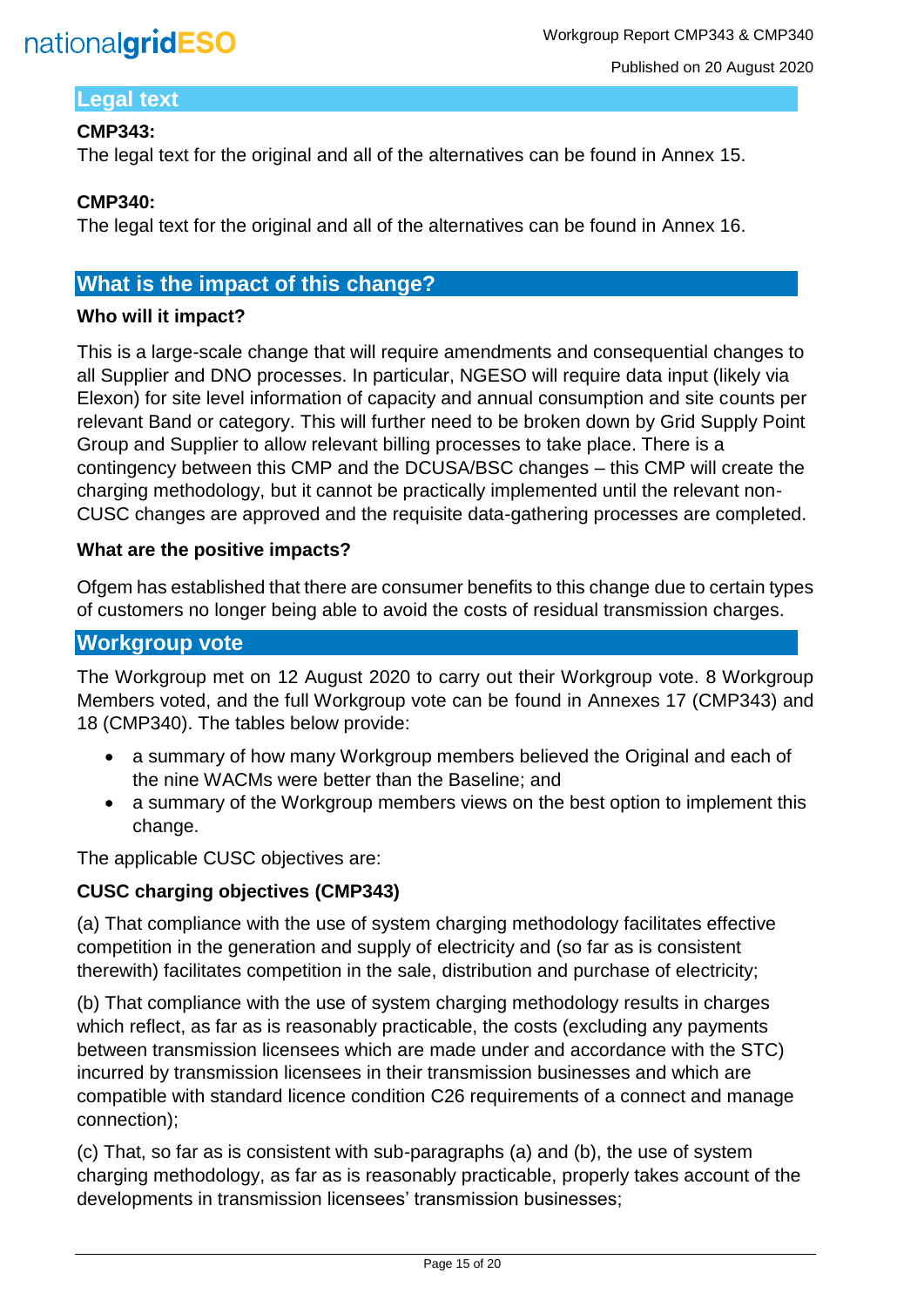## Legal text

**CMP343:**

The legal text for the original and all of the alternatives can be found in Annex 15.

**CMP340:**

The legal text for the original and all of the alternatives can be found in Annex 16.

## What is the impact of this change?

**Who will it impact?**

This is a large-scale change that will require amendments and consequential changes to all Supplier and DNO processes. In particular, NGESO will require data input (likely via Elexon) for site level information of capacity and annual consumption and site counts per relevant Band or category. This will further need to be broken down by Grid Supply Point Group and Supplier to allow relevant billing processes to take place. There is a contingency between this CMP and the DCUSA/BSC changes – this CMP will create the charging methodology, but it cannot be practically implemented until the relevant non-CUSC changes are approved and the requisite data-gathering processes are completed.

**What are the positive impacts?**

Ofgem has established that there are consumer benefits to this change due to certain types of customers no longer being able to avoid the costs of residual transmission charges.

## Workgroup vote

The Workgroup met on 12 August 2020 to carry out their Workgroup vote. 8 Workgroup Members voted, and the full Workgroup vote can be found in Annexes 17 (CMP343) and 18 (CMP340). The tables below provide:

- a summary of how many Workgroup members believed the Original and each of the nine WACMs were better than the Baseline; and
- a summary of the Workgroup members views on the best option to implement this change.

The applicable CUSC objectives are:

**CUSC charging objectives (CMP343)**

(a) That compliance with the use of system charging methodology facilitates effective competition in the generation and supply of electricity and (so far as is consistent therewith) facilitates competition in the sale, distribution and purchase of electricity;

(b) That compliance with the use of system charging methodology results in charges which reflect, as far as is reasonably practicable, the costs (excluding any payments between transmission licensees which are made under and accordance with the STC) incurred by transmission licensees in their transmission businesses and which are compatible with standard licence condition C26 requirements of a connect and manage connection);

(c) That, so far as is consistent with sub-paragraphs (a) and (b), the use of system charging methodology, as far as is reasonably practicable, properly takes account of the developments in transmission licensees' transmission businesses;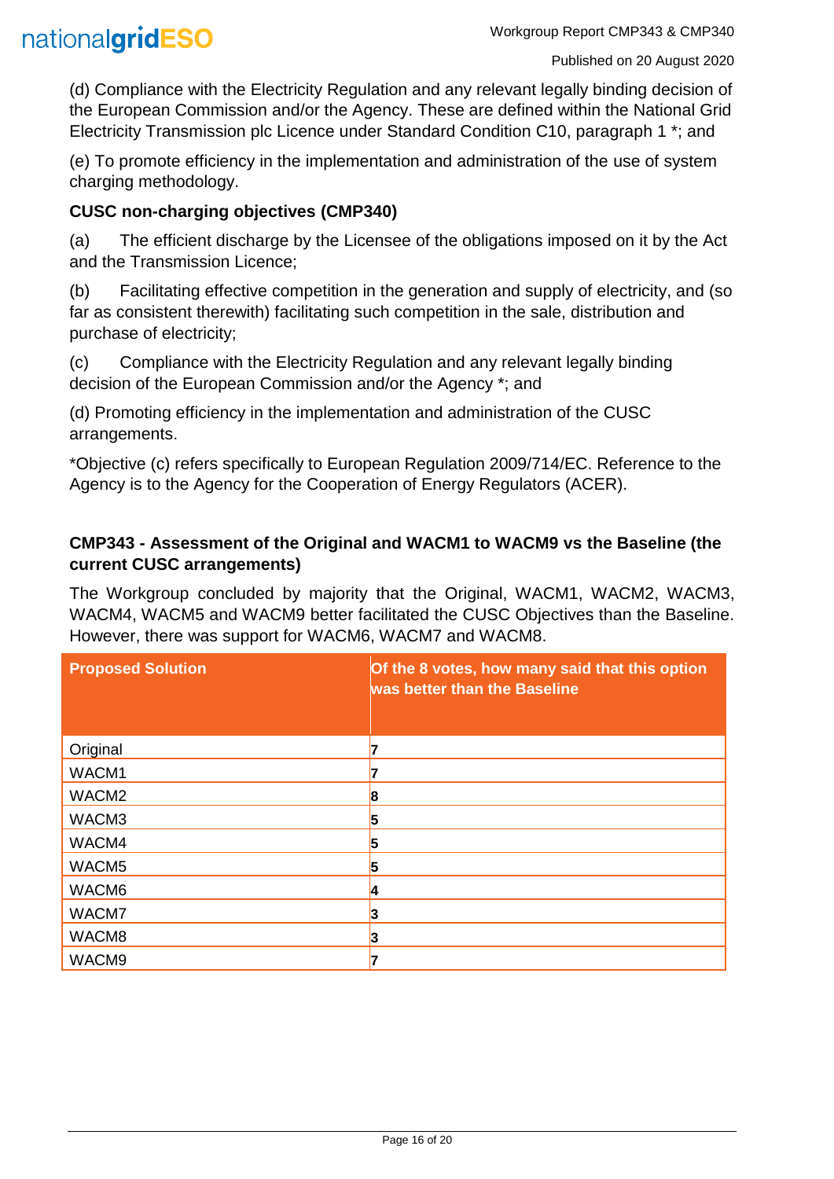(d) Compliance with the Electricity Regulation and any relevant legally binding decision of the European Commission and/or the Agency. These are defined within the National Grid Electricity Transmission plc Licence under Standard Condition C10, paragraph 1 *; and

(e) To promote efficiency in the implementation and administration of the use of system charging methodology.

**CUSC non-charging objectives (CMP340)**

(a) The efficient discharge by the Licensee of the obligations imposed on it by the Act and the Transmission Licence;

(b) Facilitating effective competition in the generation and supply of electricity, and (so far as consistent therewith) facilitating such competition in the sale, distribution and purchase of electricity;

(c) Compliance with the Electricity Regulation and any relevant legally binding decision of the European Commission and/or the Agency *; and

(d) Promoting efficiency in the implementation and administration of the CUSC arrangements.

*Objective (c) refers specifically to European Regulation 2009/714/EC. Reference to the Agency is to the Agency for the Cooperation of Energy Regulators (ACER).

**CMP343 - Assessment of the Original and WACM1 to WACM9 vs the Baseline (the current CUSC arrangements)**

The Workgroup concluded by majority that the Original, WACM1, WACM2, WACM3, WACM4, WACM5 and WACM9 better facilitated the CUSC Objectives than the Baseline. However, there was support for WACM6, WACM7 and WACM8.

| Proposed Solution | Of the 8 votes, how many said that this option was better than the Baseline |
|---|---|
| Original | 7 |
| WACM1 | 7 |
| WACM2 | 8 |
| WACM3 | 5 |
| WACM4 | 5 |
| WACM5 | 5 |
| WACM6 | 4 |
| WACM7 | 3 |
| WACM8 | 3 |
| WACM9 | 7 |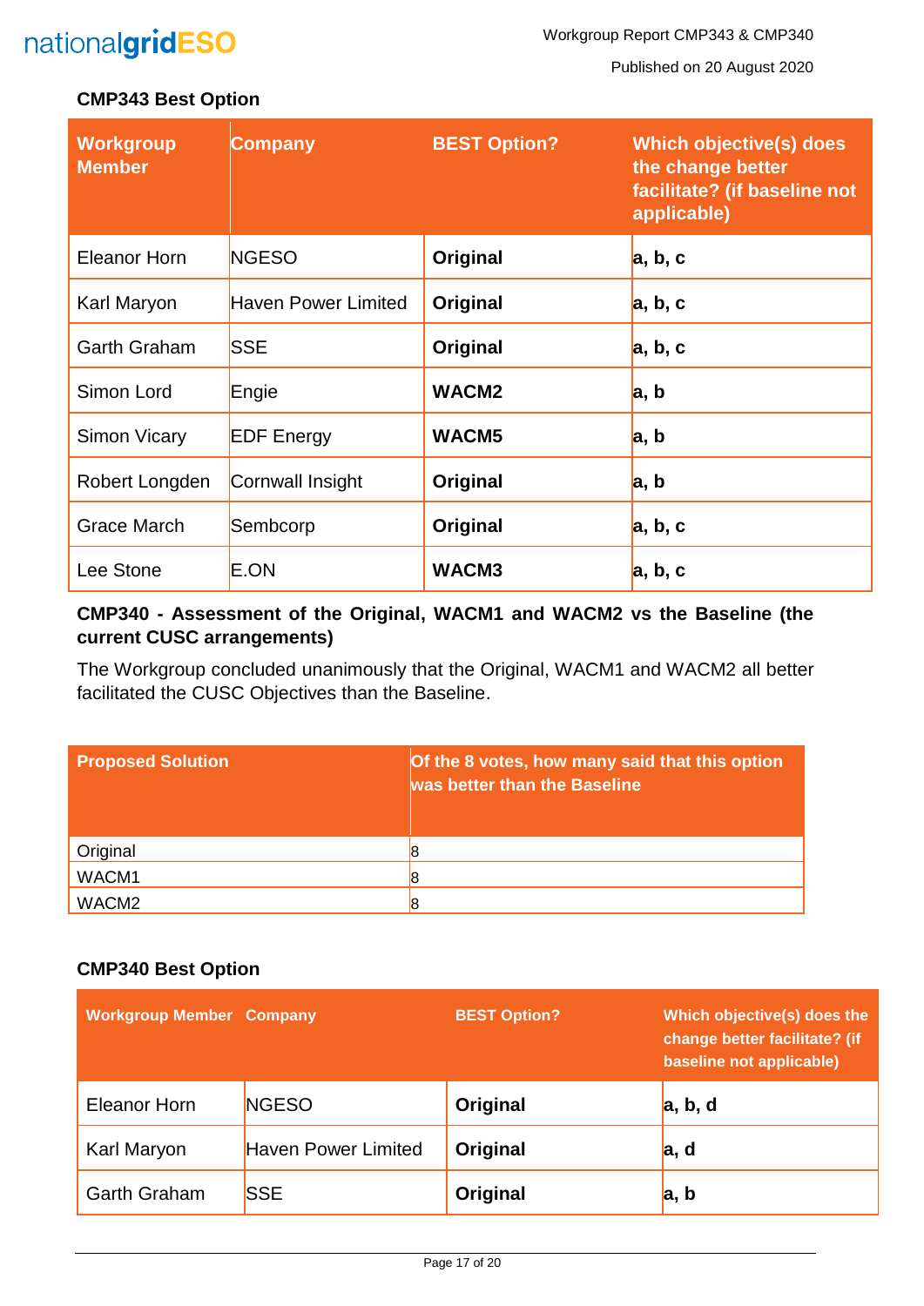**CMP343 Best Option**

| Workgroup Member | Company | BEST Option? | Which objective(s) does the change better facilitate? (if baseline not applicable) |
|---|---|---|---|
| Eleanor Horn | NGESO | **Original** | **a, b, c** |
| Karl Maryon | Haven Power Limited | **Original** | **a, b, c** |
| Garth Graham | SSE | **Original** | **a, b, c** |
| Simon Lord | Engie | **WACM2** | **a, b** |
| Simon Vicary | EDF Energy | **WACM5** | **a, b** |
| Robert Longden | Cornwall Insight | **Original** | **a, b** |
| Grace March | Sembcorp | **Original** | **a, b, c** |
| Lee Stone | E.ON | **WACM3** | **a, b, c** |

**CMP340 - Assessment of the Original, WACM1 and WACM2 vs the Baseline (the current CUSC arrangements)**

The Workgroup concluded unanimously that the Original, WACM1 and WACM2 all better facilitated the CUSC Objectives than the Baseline.

| Proposed Solution | Of the 8 votes, how many said that this option was better than the Baseline |
|---|---|
| Original | 8 |
| WACM1 | 8 |
| WACM2 | 8 |

**CMP340 Best Option**

| Workgroup Member | Company | BEST Option? | Which objective(s) does the change better facilitate? (if baseline not applicable) |
|---|---|---|---|
| Eleanor Horn | NGESO | **Original** | **a, b, d** |
| Karl Maryon | Haven Power Limited | **Original** | **a, d** |
| Garth Graham | SSE | **Original** | **a, b** |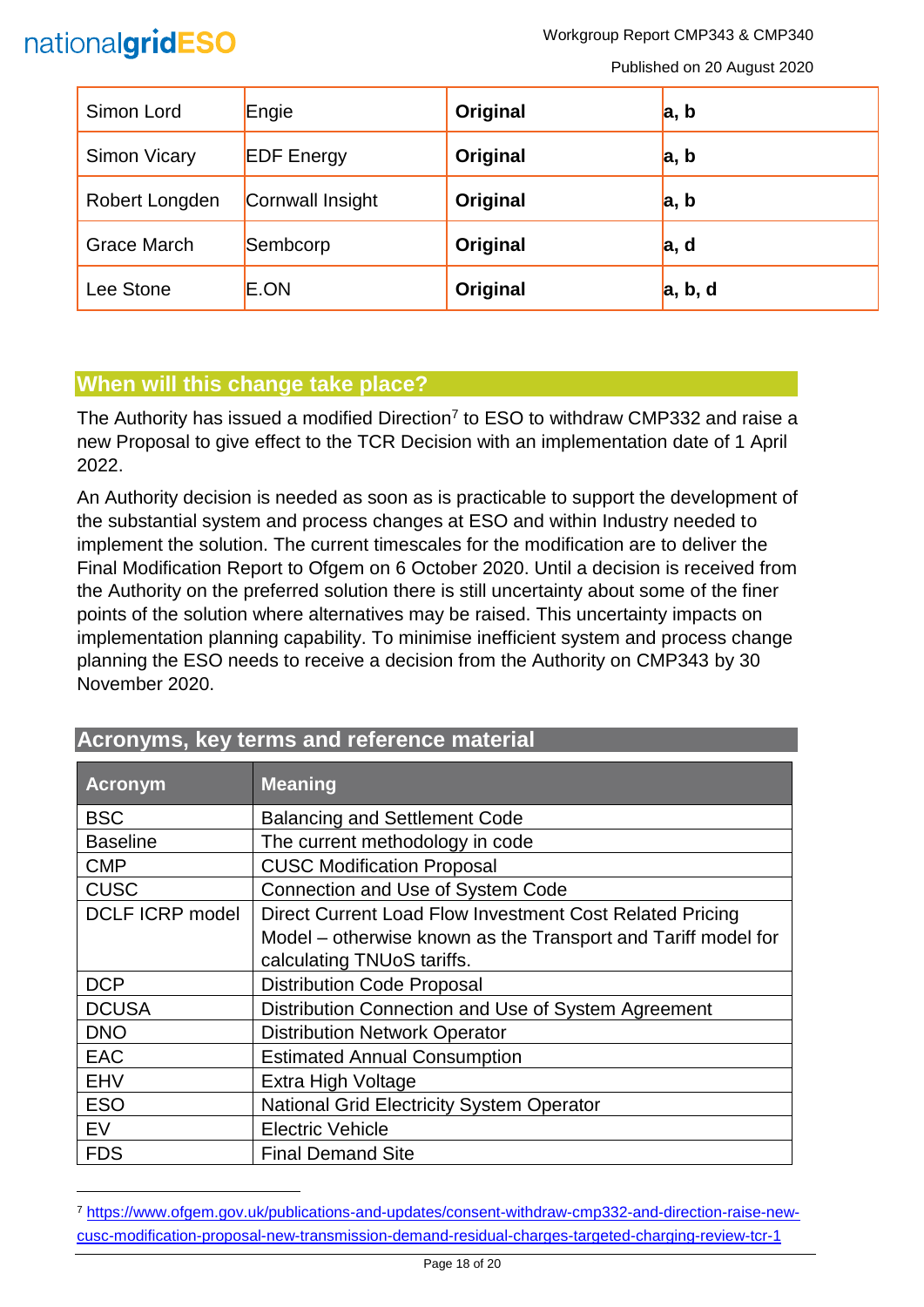| Simon Lord | Engie | **Original** | **a, b** |
|---|---|---|---|
| Simon Vicary | EDF Energy | **Original** | **a, b** |
| Robert Longden | Cornwall Insight | **Original** | **a, b** |
| Grace March | Sembcorp | **Original** | **a, d** |
| Lee Stone | E.ON | **Original** | **a, b, d** |

## When will this change take place?

The Authority has issued a modified Direction[7] to ESO to withdraw CMP332 and raise a new Proposal to give effect to the TCR Decision with an implementation date of 1 April 2022.

An Authority decision is needed as soon as is practicable to support the development of the substantial system and process changes at ESO and within Industry needed to implement the solution. The current timescales for the modification are to deliver the Final Modification Report to Ofgem on 6 October 2020. Until a decision is received from the Authority on the preferred solution there is still uncertainty about some of the finer points of the solution where alternatives may be raised. This uncertainty impacts on implementation planning capability. To minimise inefficient system and process change planning the ESO needs to receive a decision from the Authority on CMP343 by 30 November 2020.

## Acronyms, key terms and reference material

| Acronym | Meaning |
|---|---|
| BSC | Balancing and Settlement Code |
| Baseline | The current methodology in code |
| CMP | CUSC Modification Proposal |
| CUSC | Connection and Use of System Code |
| DCLF ICRP model | Direct Current Load Flow Investment Cost Related Pricing Model – otherwise known as the Transport and Tariff model for calculating TNUoS tariffs. |
| DCP | Distribution Code Proposal |
| DCUSA | Distribution Connection and Use of System Agreement |
| DNO | Distribution Network Operator |
| EAC | Estimated Annual Consumption |
| EHV | Extra High Voltage |
| ESO | National Grid Electricity System Operator |
| EV | Electric Vehicle |
| FDS | Final Demand Site |

[7] https://www.ofgem.gov.uk/publications-and-updates/consent-withdraw-cmp332-and-direction-raise-new-cusc-modification-proposal-new-transmission-demand-residual-charges-targeted-charging-review-tcr-1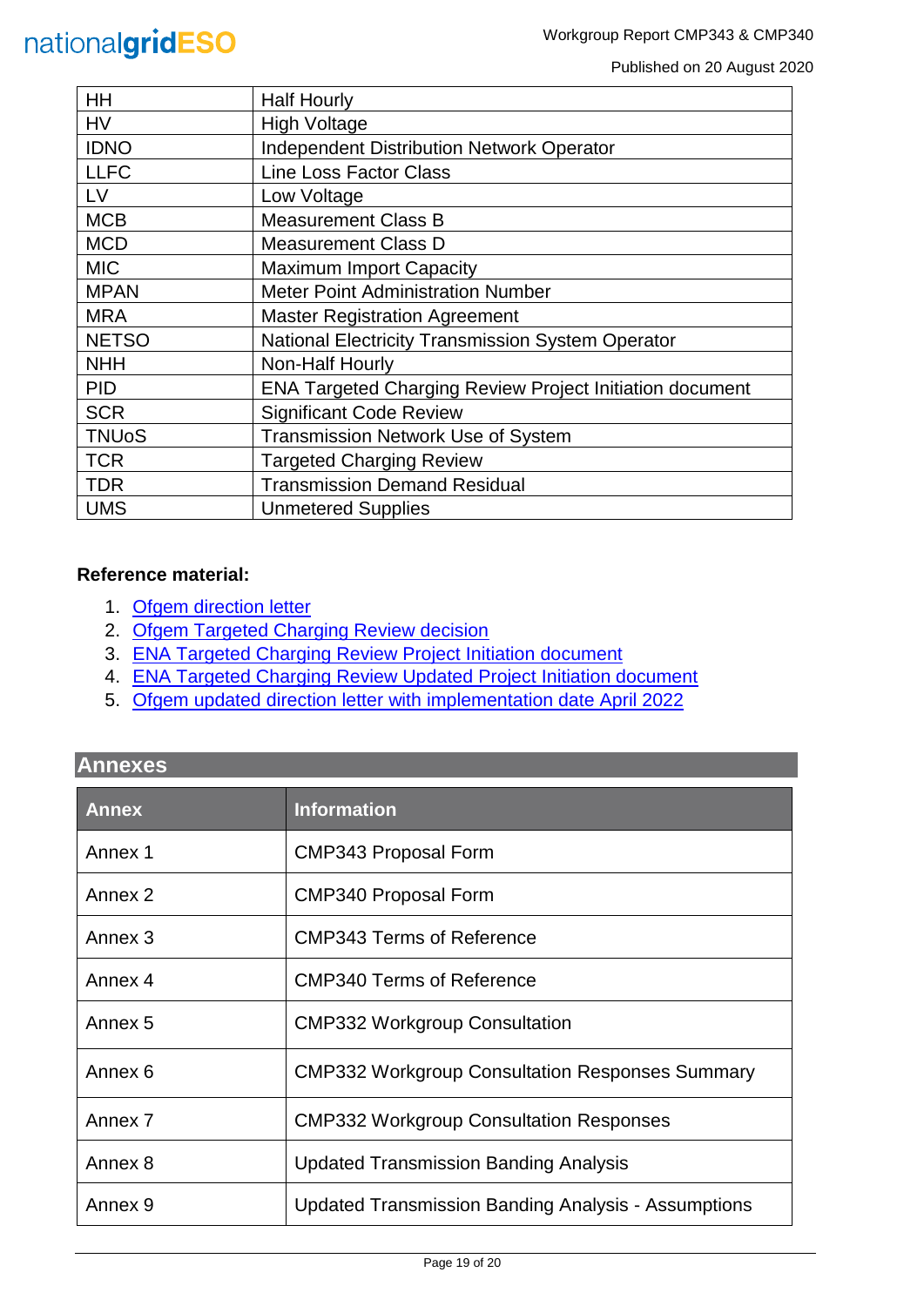| | |
|---|---|
| HH | Half Hourly |
| HV | High Voltage |
| IDNO | Independent Distribution Network Operator |
| LLFC | Line Loss Factor Class |
| LV | Low Voltage |
| MCB | Measurement Class B |
| MCD | Measurement Class D |
| MIC | Maximum Import Capacity |
| MPAN | Meter Point Administration Number |
| MRA | Master Registration Agreement |
| NETSO | National Electricity Transmission System Operator |
| NHH | Non-Half Hourly |
| PID | ENA Targeted Charging Review Project Initiation document |
| SCR | Significant Code Review |
| TNUoS | Transmission Network Use of System |
| TCR | Targeted Charging Review |
| TDR | Transmission Demand Residual |
| UMS | Unmetered Supplies |

**Reference material:**

1. Ofgem direction letter
2. Ofgem Targeted Charging Review decision
3. ENA Targeted Charging Review Project Initiation document
4. ENA Targeted Charging Review Updated Project Initiation document
5. Ofgem updated direction letter with implementation date April 2022

## Annexes

| Annex | Information |
|---|---|
| Annex 1 | CMP343 Proposal Form |
| Annex 2 | CMP340 Proposal Form |
| Annex 3 | CMP343 Terms of Reference |
| Annex 4 | CMP340 Terms of Reference |
| Annex 5 | CMP332 Workgroup Consultation |
| Annex 6 | CMP332 Workgroup Consultation Responses Summary |
| Annex 7 | CMP332 Workgroup Consultation Responses |
| Annex 8 | Updated Transmission Banding Analysis |
| Annex 9 | Updated Transmission Banding Analysis - Assumptions |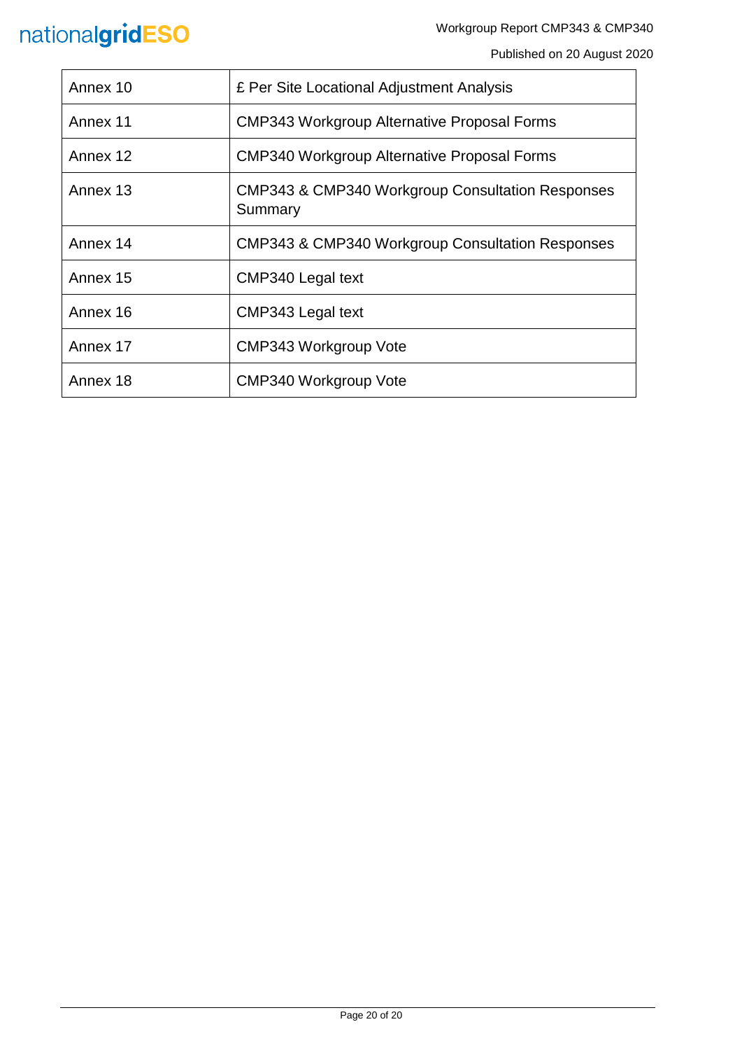| | |
|---|---|
| Annex 10 | £ Per Site Locational Adjustment Analysis |
| Annex 11 | CMP343 Workgroup Alternative Proposal Forms |
| Annex 12 | CMP340 Workgroup Alternative Proposal Forms |
| Annex 13 | CMP343 & CMP340 Workgroup Consultation Responses Summary |
| Annex 14 | CMP343 & CMP340 Workgroup Consultation Responses |
| Annex 15 | CMP340 Legal text |
| Annex 16 | CMP343 Legal text |
| Annex 17 | CMP343 Workgroup Vote |
| Annex 18 | CMP340 Workgroup Vote |